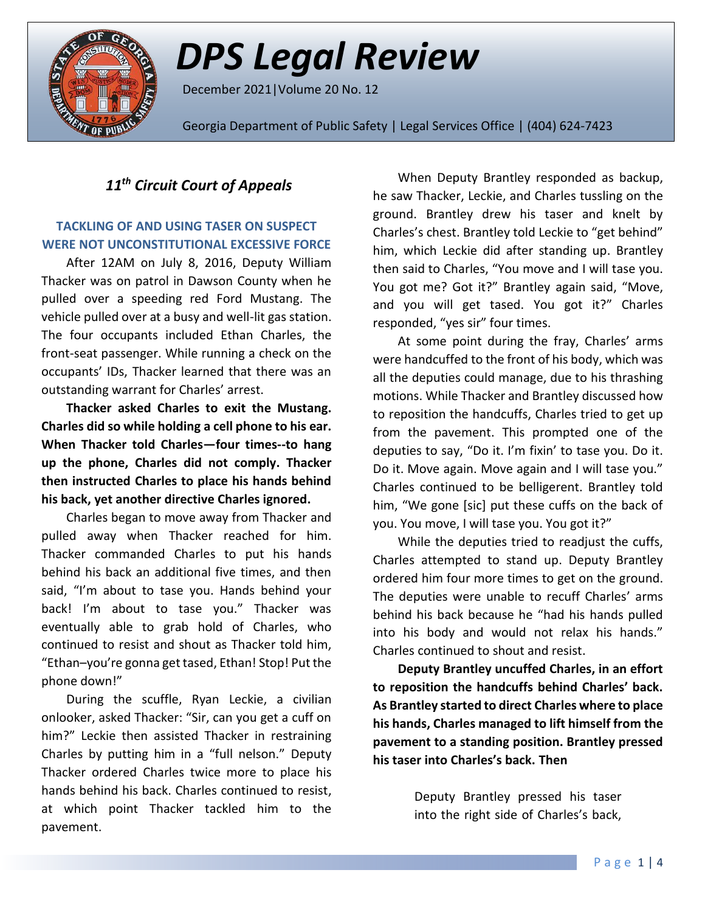# *DPS Legal Review*

December 2021|Volume 20 No. 12

Georgia Department of Public Safety | Legal Services Office | (404) 624-7423

## *11th Circuit Court of Appeals*

### TACKLING OF AND USING TASER ON SUSPECT WERE NOT UNCONSTITUTIONAL EXCESSIVE FORCE

After 12AM on July 8, 2016, Deputy William Thacker was on patrol in Dawson County when he pulled over a speeding red Ford Mustang. The vehicle pulled over at a busy and well-lit gas station. The four occupants included Ethan Charles, the front-seat passenger. While running a check on the occupants' IDs, Thacker learned that there was an outstanding warrant for Charles' arrest.

**Thacker asked Charles to exit the Mustang. Charles did so while holding a cell phone to his ear. When Thacker told Charles—four times--to hang up the phone, Charles did not comply. Thacker then instructed Charles to place his hands behind his back, yet another directive Charles ignored.**

Charles began to move away from Thacker and pulled away when Thacker reached for him. Thacker commanded Charles to put his hands behind his back an additional five times, and then said, "I'm about to tase you. Hands behind your back! I'm about to tase you." Thacker was eventually able to grab hold of Charles, who continued to resist and shout as Thacker told him, "Ethan–you're gonna get tased, Ethan! Stop! Put the phone down!"

During the scuffle, Ryan Leckie, a civilian onlooker, asked Thacker: "Sir, can you get a cuff on him?" Leckie then assisted Thacker in restraining Charles by putting him in a "full nelson." Deputy Thacker ordered Charles twice more to place his hands behind his back. Charles continued to resist, at which point Thacker tackled him to the pavement.

When Deputy Brantley responded as backup, he saw Thacker, Leckie, and Charles tussling on the ground. Brantley drew his taser and knelt by Charles's chest. Brantley told Leckie to "get behind" him, which Leckie did after standing up. Brantley then said to Charles, "You move and I will tase you. You got me? Got it?" Brantley again said, "Move, and you will get tased. You got it?" Charles responded, "yes sir" four times.

At some point during the fray, Charles' arms were handcuffed to the front of his body, which was all the deputies could manage, due to his thrashing motions. While Thacker and Brantley discussed how to reposition the handcuffs, Charles tried to get up from the pavement. This prompted one of the deputies to say, "Do it. I'm fixin' to tase you. Do it. Do it. Move again. Move again and I will tase you." Charles continued to be belligerent. Brantley told him, "We gone [sic] put these cuffs on the back of you. You move, I will tase you. You got it?"

While the deputies tried to readjust the cuffs, Charles attempted to stand up. Deputy Brantley ordered him four more times to get on the ground. The deputies were unable to recuff Charles' arms behind his back because he "had his hands pulled into his body and would not relax his hands." Charles continued to shout and resist.

**Deputy Brantley uncuffed Charles, in an effort to reposition the handcuffs behind Charles' back. As Brantley started to direct Charles where to place his hands, Charles managed to lift himself from the pavement to a standing position. Brantley pressed his taser into Charles's back. Then**

> Deputy Brantley pressed his taser into the right side of Charles's back,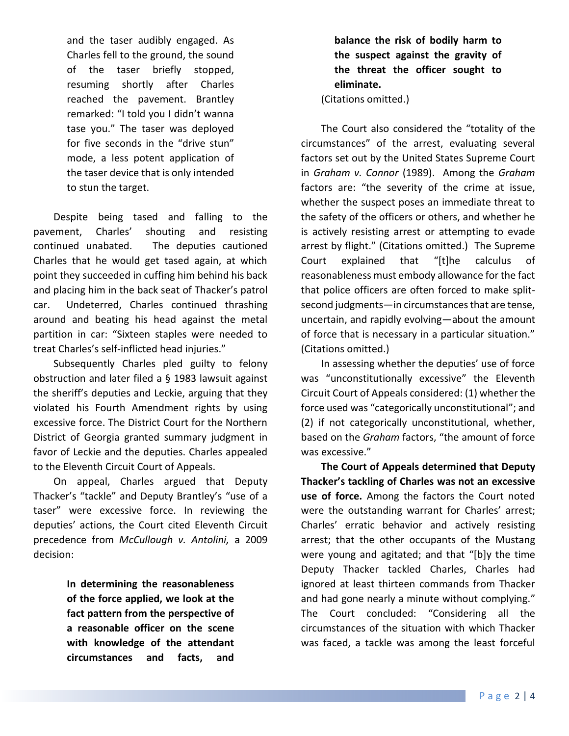and the taser audibly engaged. As Charles fell to the ground, the sound of the taser briefly stopped, resuming shortly after Charles reached the pavement. Brantley remarked: "I told you I didn't wanna tase you." The taser was deployed for five seconds in the "drive stun" mode, a less potent application of the taser device that is only intended to stun the target.

Despite being tased and falling to the pavement, Charles' shouting and resisting continued unabated. The deputies cautioned Charles that he would get tased again, at which point they succeeded in cuffing him behind his back and placing him in the back seat of Thacker's patrol car. Undeterred, Charles continued thrashing around and beating his head against the metal partition in car: "Sixteen staples were needed to treat Charles's self-inflicted head injuries."

Subsequently Charles pled guilty to felony obstruction and later filed a § 1983 lawsuit against the sheriff's deputies and Leckie, arguing that they violated his Fourth Amendment rights by using excessive force. The District Court for the Northern District of Georgia granted summary judgment in favor of Leckie and the deputies. Charles appealed to the Eleventh Circuit Court of Appeals.

On appeal, Charles argued that Deputy Thacker's "tackle" and Deputy Brantley's "use of a taser" were excessive force. In reviewing the deputies' actions, the Court cited Eleventh Circuit precedence from *McCullough v. Antolini,* a 2009 decision:

> **In determining the reasonableness of the force applied, we look at the fact pattern from the perspective of a reasonable officer on the scene with knowledge of the attendant circumstances and facts, and balance the risk of bodily harm to the suspect against the gravity of the threat the officer sought to eliminate.**

(Citations omitted.)

The Court also considered the "totality of the circumstances" of the arrest, evaluating several factors set out by the United States Supreme Court in *Graham v. Connor* (1989). Among the *Graham* factors are: "the severity of the crime at issue, whether the suspect poses an immediate threat to the safety of the officers or others, and whether he is actively resisting arrest or attempting to evade arrest by flight." (Citations omitted.) The Supreme Court explained that "[t]he calculus of reasonableness must embody allowance for the fact that police officers are often forced to make split-second judgments—in circumstances that are tense, uncertain, and rapidly evolving—about the amount of force that is necessary in a particular situation." (Citations omitted.)

In assessing whether the deputies' use of force was "unconstitutionally excessive" the Eleventh Circuit Court of Appeals considered: (1) whether the force used was "categorically unconstitutional"; and (2) if not categorically unconstitutional, whether, based on the *Graham* factors, "the amount of force was excessive."

**The Court of Appeals determined that Deputy Thacker's tackling of Charles was not an excessive use of force.** Among the factors the Court noted were the outstanding warrant for Charles' arrest; Charles' erratic behavior and actively resisting arrest; that the other occupants of the Mustang were young and agitated; and that "[b]y the time Deputy Thacker tackled Charles, Charles had ignored at least thirteen commands from Thacker and had gone nearly a minute without complying." The Court concluded: "Considering all the circumstances of the situation with which Thacker was faced, a tackle was among the least forceful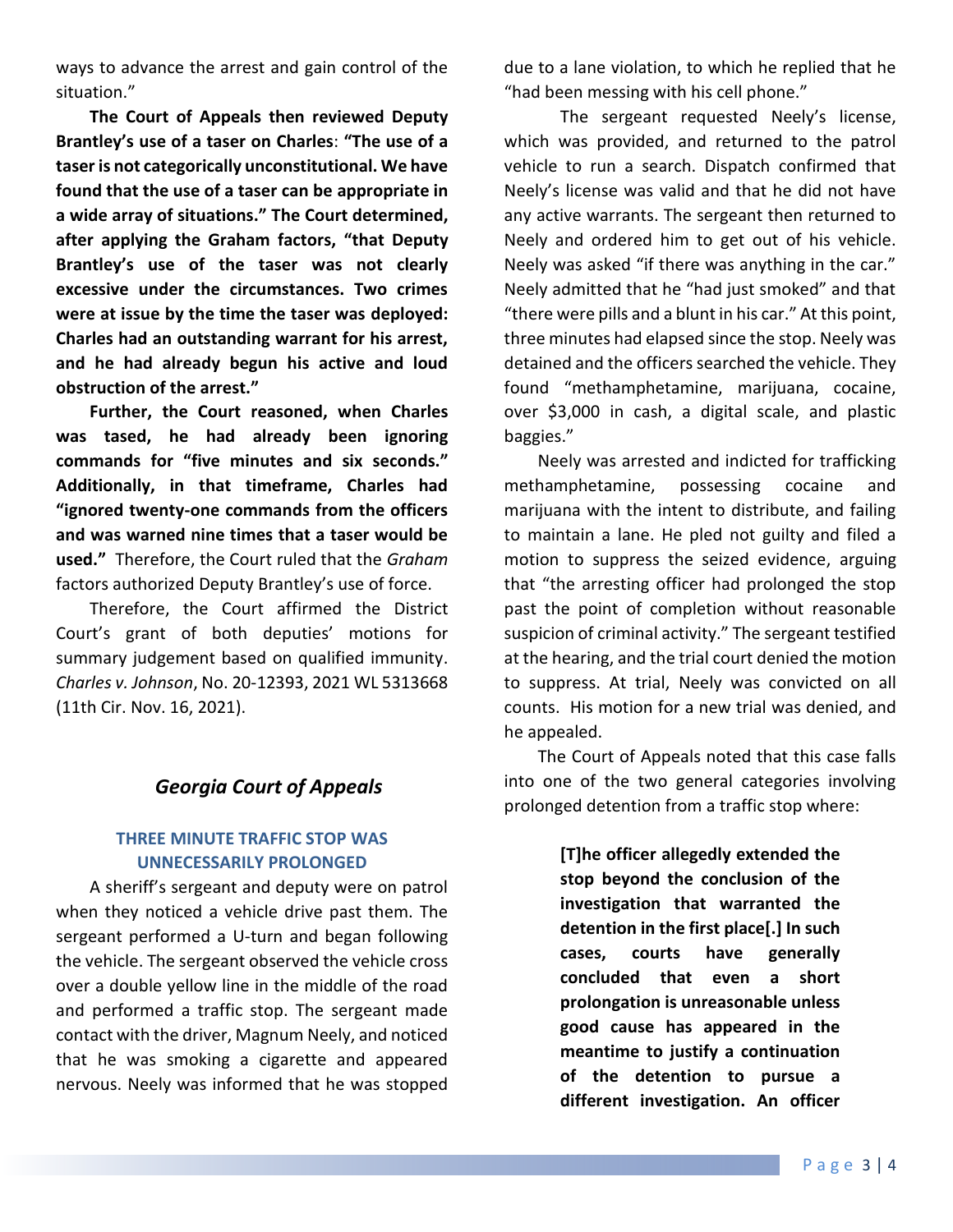ways to advance the arrest and gain control of the situation."

**The Court of Appeals then reviewed Deputy Brantley's use of a taser on Charles**: **"The use of a taser is not categorically unconstitutional. We have found that the use of a taser can be appropriate in a wide array of situations." The Court determined, after applying the Graham factors, "that Deputy Brantley's use of the taser was not clearly excessive under the circumstances. Two crimes were at issue by the time the taser was deployed: Charles had an outstanding warrant for his arrest, and he had already begun his active and loud obstruction of the arrest."**

**Further, the Court reasoned, when Charles was tased, he had already been ignoring commands for "five minutes and six seconds." Additionally, in that timeframe, Charles had "ignored twenty-one commands from the officers and was warned nine times that a taser would be used."** Therefore, the Court ruled that the *Graham* factors authorized Deputy Brantley's use of force.

Therefore, the Court affirmed the District Court's grant of both deputies' motions for summary judgement based on qualified immunity. *Charles v. Johnson*, No. 20-12393, 2021 WL 5313668 (11th Cir. Nov. 16, 2021).

## *Georgia Court of Appeals*

### THREE MINUTE TRAFFIC STOP WAS UNNECESSARILY PROLONGED

A sheriff's sergeant and deputy were on patrol when they noticed a vehicle drive past them. The sergeant performed a U-turn and began following the vehicle. The sergeant observed the vehicle cross over a double yellow line in the middle of the road and performed a traffic stop. The sergeant made contact with the driver, Magnum Neely, and noticed that he was smoking a cigarette and appeared nervous. Neely was informed that he was stopped due to a lane violation, to which he replied that he "had been messing with his cell phone."

The sergeant requested Neely's license, which was provided, and returned to the patrol vehicle to run a search. Dispatch confirmed that Neely's license was valid and that he did not have any active warrants. The sergeant then returned to Neely and ordered him to get out of his vehicle. Neely was asked "if there was anything in the car." Neely admitted that he "had just smoked" and that "there were pills and a blunt in his car." At this point, three minutes had elapsed since the stop. Neely was detained and the officers searched the vehicle. They found "methamphetamine, marijuana, cocaine, over $3,000 in cash, a digital scale, and plastic baggies."

Neely was arrested and indicted for trafficking methamphetamine, possessing cocaine and marijuana with the intent to distribute, and failing to maintain a lane. He pled not guilty and filed a motion to suppress the seized evidence, arguing that "the arresting officer had prolonged the stop past the point of completion without reasonable suspicion of criminal activity." The sergeant testified at the hearing, and the trial court denied the motion to suppress. At trial, Neely was convicted on all counts. His motion for a new trial was denied, and he appealed.

The Court of Appeals noted that this case falls into one of the two general categories involving prolonged detention from a traffic stop where:

> **[T]he officer allegedly extended the stop beyond the conclusion of the investigation that warranted the detention in the first place[.] In such cases, courts have generally concluded that even a short prolongation is unreasonable unless good cause has appeared in the meantime to justify a continuation of the detention to pursue a different investigation. An officer**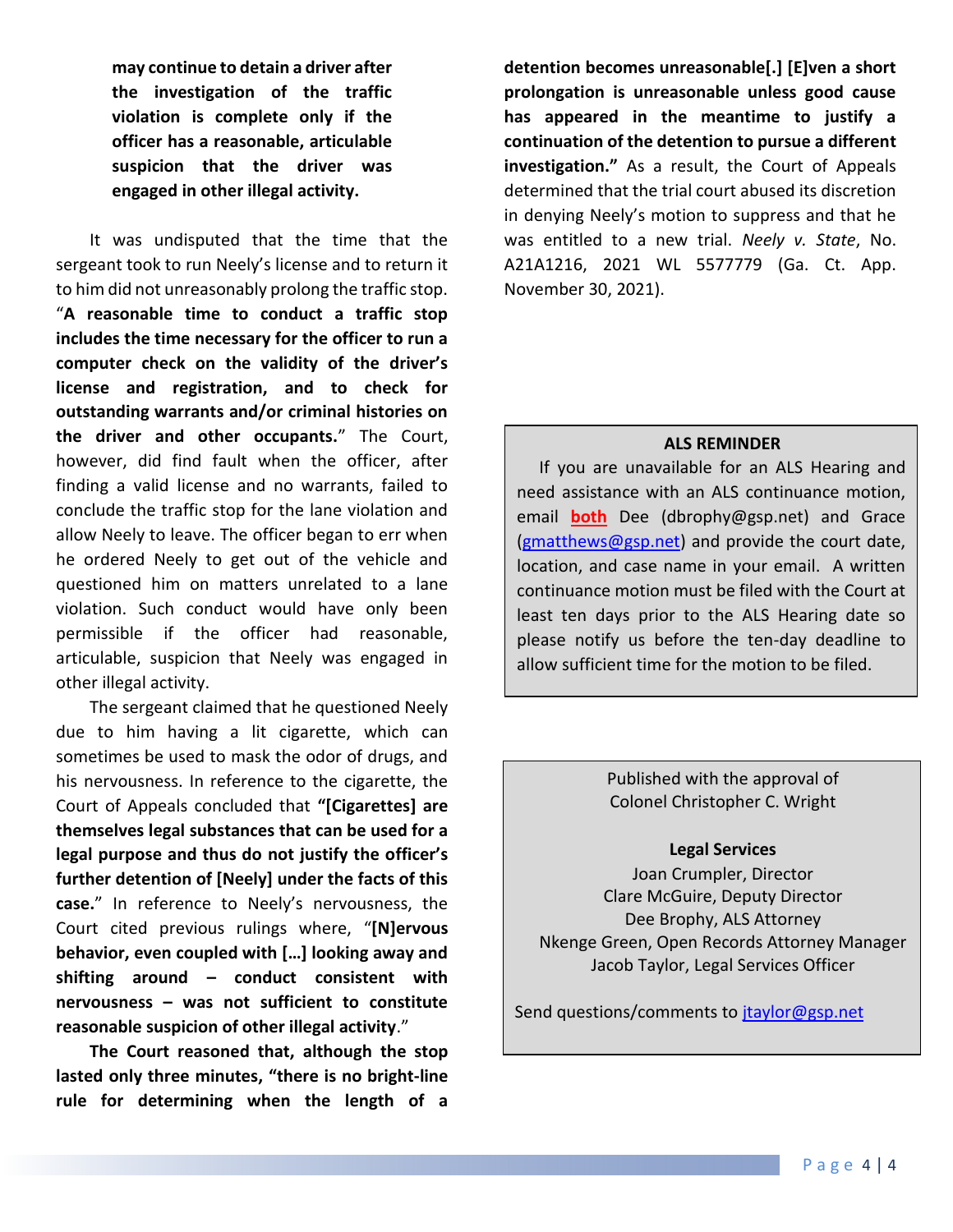**may continue to detain a driver after the investigation of the traffic violation is complete only if the officer has a reasonable, articulable suspicion that the driver was engaged in other illegal activity.**

It was undisputed that the time that the sergeant took to run Neely's license and to return it to him did not unreasonably prolong the traffic stop. "**A reasonable time to conduct a traffic stop includes the time necessary for the officer to run a computer check on the validity of the driver's license and registration, and to check for outstanding warrants and/or criminal histories on the driver and other occupants.**" The Court, however, did find fault when the officer, after finding a valid license and no warrants, failed to conclude the traffic stop for the lane violation and allow Neely to leave. The officer began to err when he ordered Neely to get out of the vehicle and questioned him on matters unrelated to a lane violation. Such conduct would have only been permissible if the officer had reasonable, articulable, suspicion that Neely was engaged in other illegal activity.

The sergeant claimed that he questioned Neely due to him having a lit cigarette, which can sometimes be used to mask the odor of drugs, and his nervousness. In reference to the cigarette, the Court of Appeals concluded that **"[Cigarettes] are themselves legal substances that can be used for a legal purpose and thus do not justify the officer's further detention of [Neely] under the facts of this case.**" In reference to Neely's nervousness, the Court cited previous rulings where, "**[N]ervous behavior, even coupled with […] looking away and shifting around – conduct consistent with nervousness – was not sufficient to constitute reasonable suspicion of other illegal activity**."

**The Court reasoned that, although the stop lasted only three minutes, "there is no bright-line rule for determining when the length of a detention becomes unreasonable[.] [E]ven a short prolongation is unreasonable unless good cause has appeared in the meantime to justify a continuation of the detention to pursue a different investigation."** As a result, the Court of Appeals determined that the trial court abused its discretion in denying Neely's motion to suppress and that he was entitled to a new trial. *Neely v. State*, No. A21A1216, 2021 WL 5577779 (Ga. Ct. App. November 30, 2021).

---

**ALS REMINDER**

If you are unavailable for an ALS Hearing and need assistance with an ALS continuance motion, email **both** Dee (dbrophy@gsp.net) and Grace (gmatthews@gsp.net) and provide the court date, location, and case name in your email. A written continuance motion must be filed with the Court at least ten days prior to the ALS Hearing date so please notify us before the ten-day deadline to allow sufficient time for the motion to be filed.

---

Published with the approval of
Colonel Christopher C. Wright

**Legal Services**

Joan Crumpler, Director
Clare McGuire, Deputy Director
Dee Brophy, ALS Attorney
Nkenge Green, Open Records Attorney Manager
Jacob Taylor, Legal Services Officer

Send questions/comments to jtaylor@gsp.net